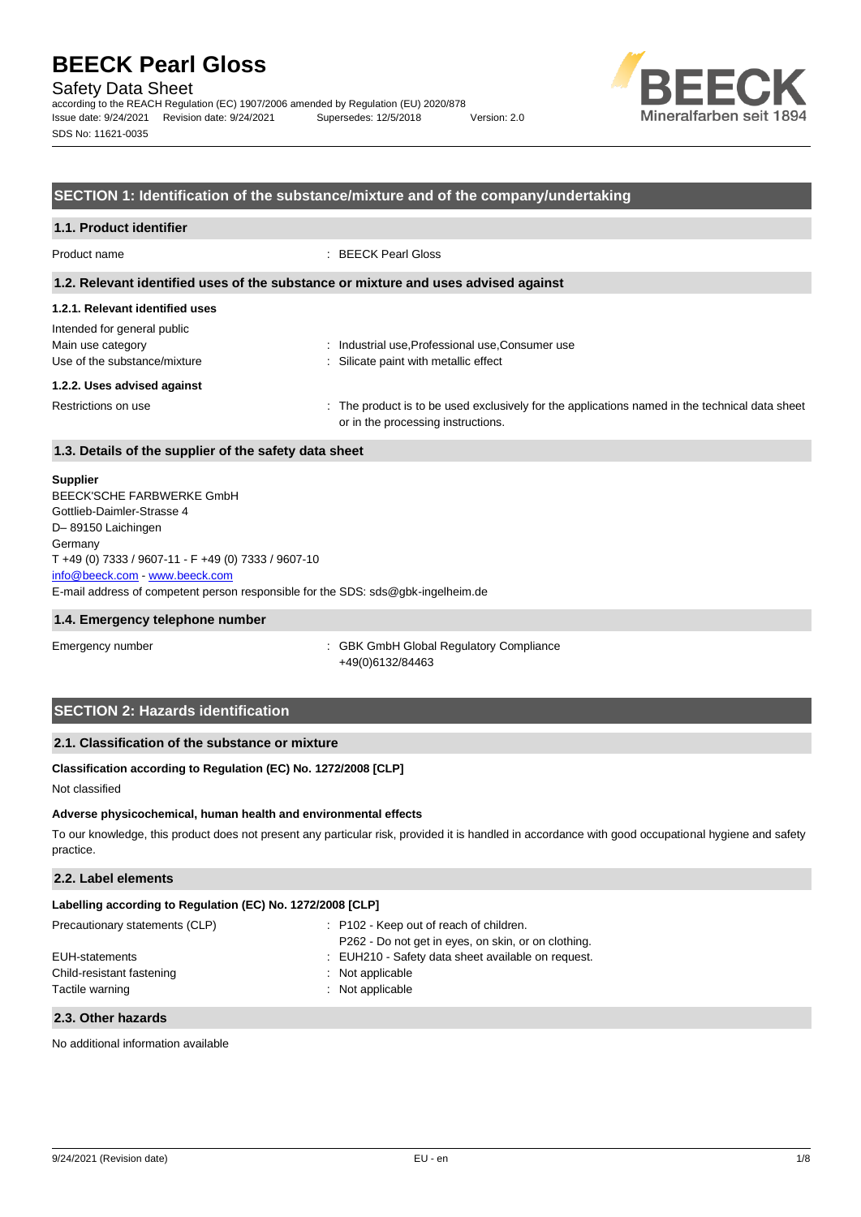# BEECK Pearl Gloss

Safety Data Sheet

according to the REACH Regulation (EC) 1907/2006 amended by Regulation (EU) 2020/878

Issue date: 9/24/2021 Revision date: 9/24/2021 Supersedes: 12/5/2018 Version: 2.0

SDS No: 11621-0035

## SECTION 1: Identification of the substance/mixture and of the company/undertaking

### 1.1. Product identifier

Product name : BEECK Pearl Gloss

### 1.2. Relevant identified uses of the substance or mixture and uses advised against

#### 1.2.1. Relevant identified uses

Intended for general public

Main use category : Industrial use,Professional use,Consumer use

Use of the substance/mixture : Silicate paint with metallic effect

#### 1.2.2. Uses advised against

Restrictions on use : The product is to be used exclusively for the applications named in the technical data sheet or in the processing instructions.

### 1.3. Details of the supplier of the safety data sheet

**Supplier**

BEECK'SCHE FARBWERKE GmbH
Gottlieb-Daimler-Strasse 4
D– 89150 Laichingen
Germany
T +49 (0) 7333 / 9607-11 - F +49 (0) 7333 / 9607-10
info@beeck.com - www.beeck.com
E-mail address of competent person responsible for the SDS: sds@gbk-ingelheim.de

### 1.4. Emergency telephone number

Emergency number : GBK GmbH Global Regulatory Compliance
+49(0)6132/84463

## SECTION 2: Hazards identification

### 2.1. Classification of the substance or mixture

**Classification according to Regulation (EC) No. 1272/2008 [CLP]**

Not classified

**Adverse physicochemical, human health and environmental effects**

To our knowledge, this product does not present any particular risk, provided it is handled in accordance with good occupational hygiene and safety practice.

### 2.2. Label elements

**Labelling according to Regulation (EC) No. 1272/2008 [CLP]**

Precautionary statements (CLP) : P102 - Keep out of reach of children.
P262 - Do not get in eyes, on skin, or on clothing.

EUH-statements : EUH210 - Safety data sheet available on request.

Child-resistant fastening : Not applicable

Tactile warning : Not applicable

### 2.3. Other hazards

No additional information available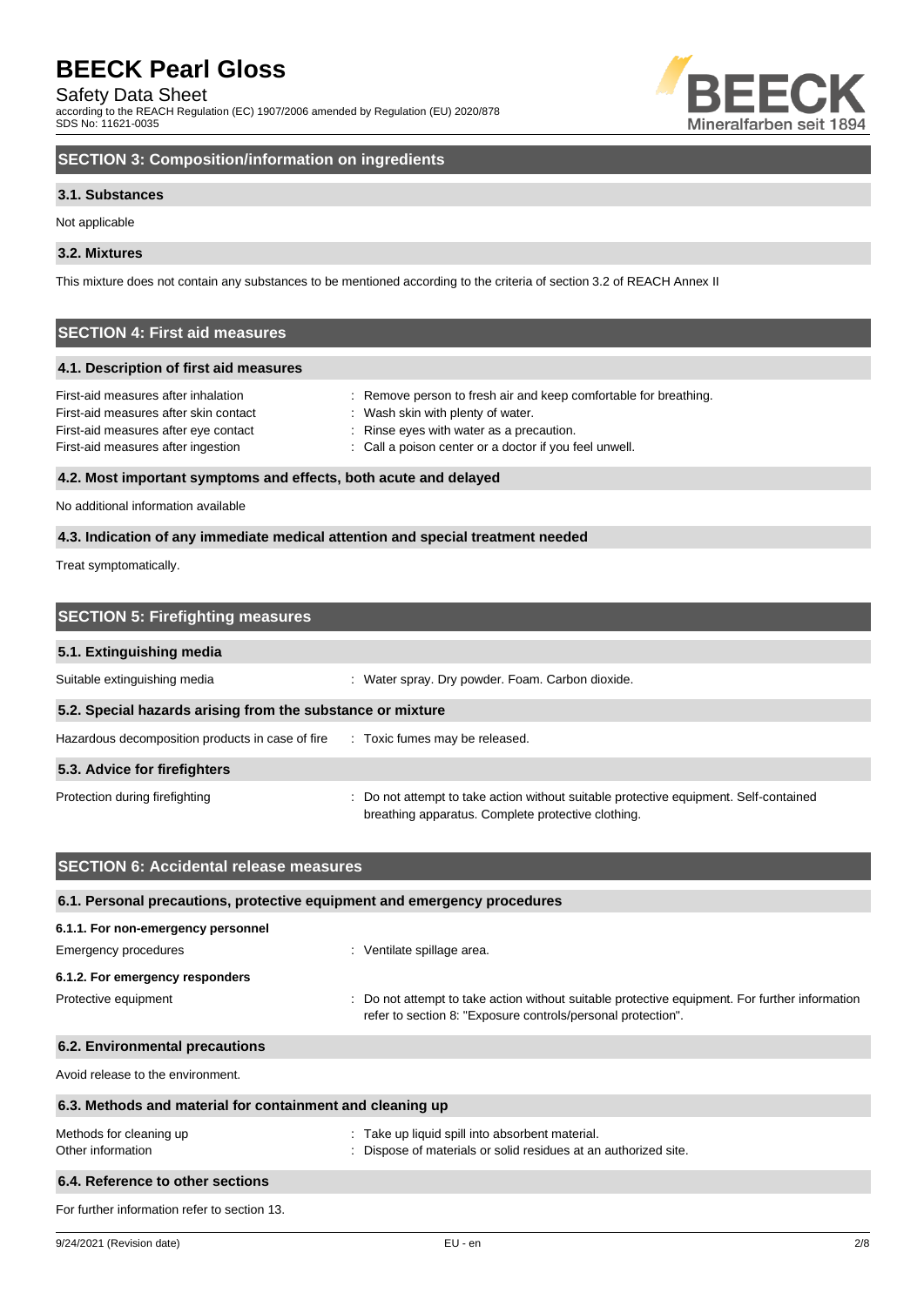## SECTION 3: Composition/information on ingredients

### 3.1. Substances

Not applicable

### 3.2. Mixtures

This mixture does not contain any substances to be mentioned according to the criteria of section 3.2 of REACH Annex II

## SECTION 4: First aid measures

### 4.1. Description of first aid measures

| | |
|---|---|
| First-aid measures after inhalation | : Remove person to fresh air and keep comfortable for breathing. |
| First-aid measures after skin contact | : Wash skin with plenty of water. |
| First-aid measures after eye contact | : Rinse eyes with water as a precaution. |
| First-aid measures after ingestion | : Call a poison center or a doctor if you feel unwell. |

### 4.2. Most important symptoms and effects, both acute and delayed

No additional information available

### 4.3. Indication of any immediate medical attention and special treatment needed

Treat symptomatically.

## SECTION 5: Firefighting measures

### 5.1. Extinguishing media

| | |
|---|---|
| Suitable extinguishing media | : Water spray. Dry powder. Foam. Carbon dioxide. |

### 5.2. Special hazards arising from the substance or mixture

| | |
|---|---|
| Hazardous decomposition products in case of fire | : Toxic fumes may be released. |

### 5.3. Advice for firefighters

| | |
|---|---|
| Protection during firefighting | : Do not attempt to take action without suitable protective equipment. Self-contained breathing apparatus. Complete protective clothing. |

## SECTION 6: Accidental release measures

### 6.1. Personal precautions, protective equipment and emergency procedures

#### 6.1.1. For non-emergency personnel

| | |
|---|---|
| Emergency procedures | : Ventilate spillage area. |

#### 6.1.2. For emergency responders

| | |
|---|---|
| Protective equipment | : Do not attempt to take action without suitable protective equipment. For further information refer to section 8: "Exposure controls/personal protection". |

### 6.2. Environmental precautions

Avoid release to the environment.

### 6.3. Methods and material for containment and cleaning up

| | |
|---|---|
| Methods for cleaning up | : Take up liquid spill into absorbent material. |
| Other information | : Dispose of materials or solid residues at an authorized site. |

### 6.4. Reference to other sections

For further information refer to section 13.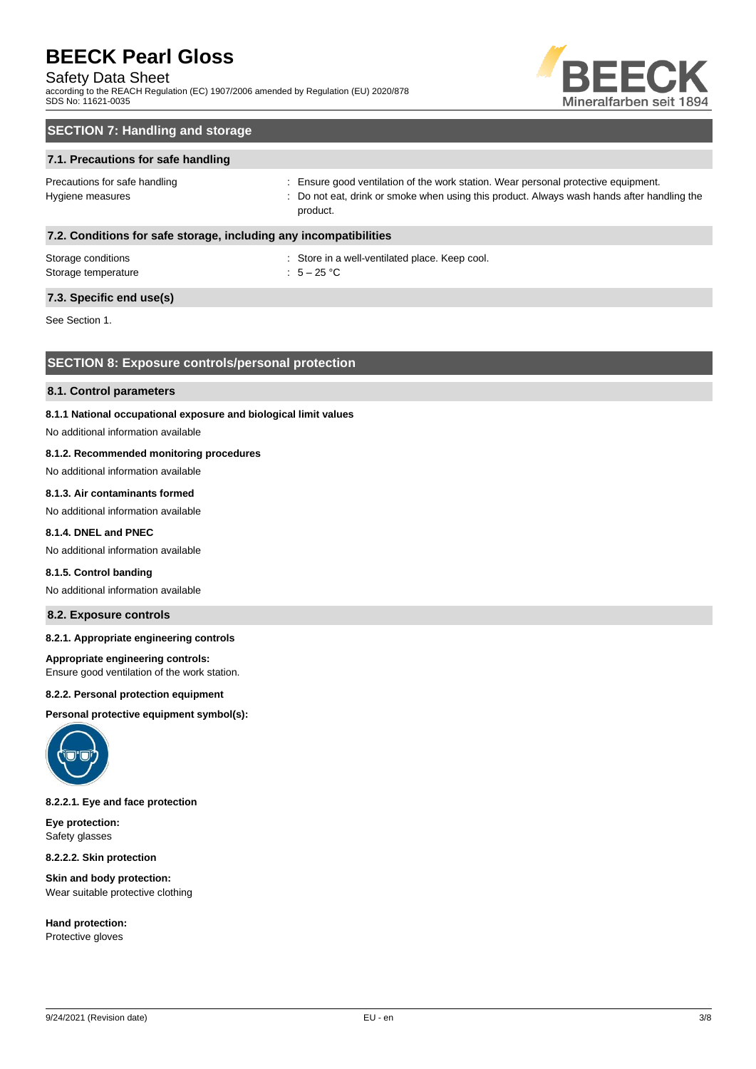## SECTION 7: Handling and storage

### 7.1. Precautions for safe handling

| | |
|---|---|
| Precautions for safe handling | : Ensure good ventilation of the work station. Wear personal protective equipment. |
| Hygiene measures | : Do not eat, drink or smoke when using this product. Always wash hands after handling the product. |

### 7.2. Conditions for safe storage, including any incompatibilities

| | |
|---|---|
| Storage conditions | : Store in a well-ventilated place. Keep cool. |
| Storage temperature | : 5 – 25 °C |

### 7.3. Specific end use(s)

See Section 1.

## SECTION 8: Exposure controls/personal protection

### 8.1. Control parameters

**8.1.1 National occupational exposure and biological limit values**

No additional information available

**8.1.2. Recommended monitoring procedures**

No additional information available

**8.1.3. Air contaminants formed**

No additional information available

**8.1.4. DNEL and PNEC**

No additional information available

**8.1.5. Control banding**

No additional information available

### 8.2. Exposure controls

**8.2.1. Appropriate engineering controls**

**Appropriate engineering controls:**
Ensure good ventilation of the work station.

**8.2.2. Personal protection equipment**

**Personal protective equipment symbol(s):**

**8.2.2.1. Eye and face protection**

**Eye protection:**
Safety glasses

**8.2.2.2. Skin protection**

**Skin and body protection:**
Wear suitable protective clothing

**Hand protection:**
Protective gloves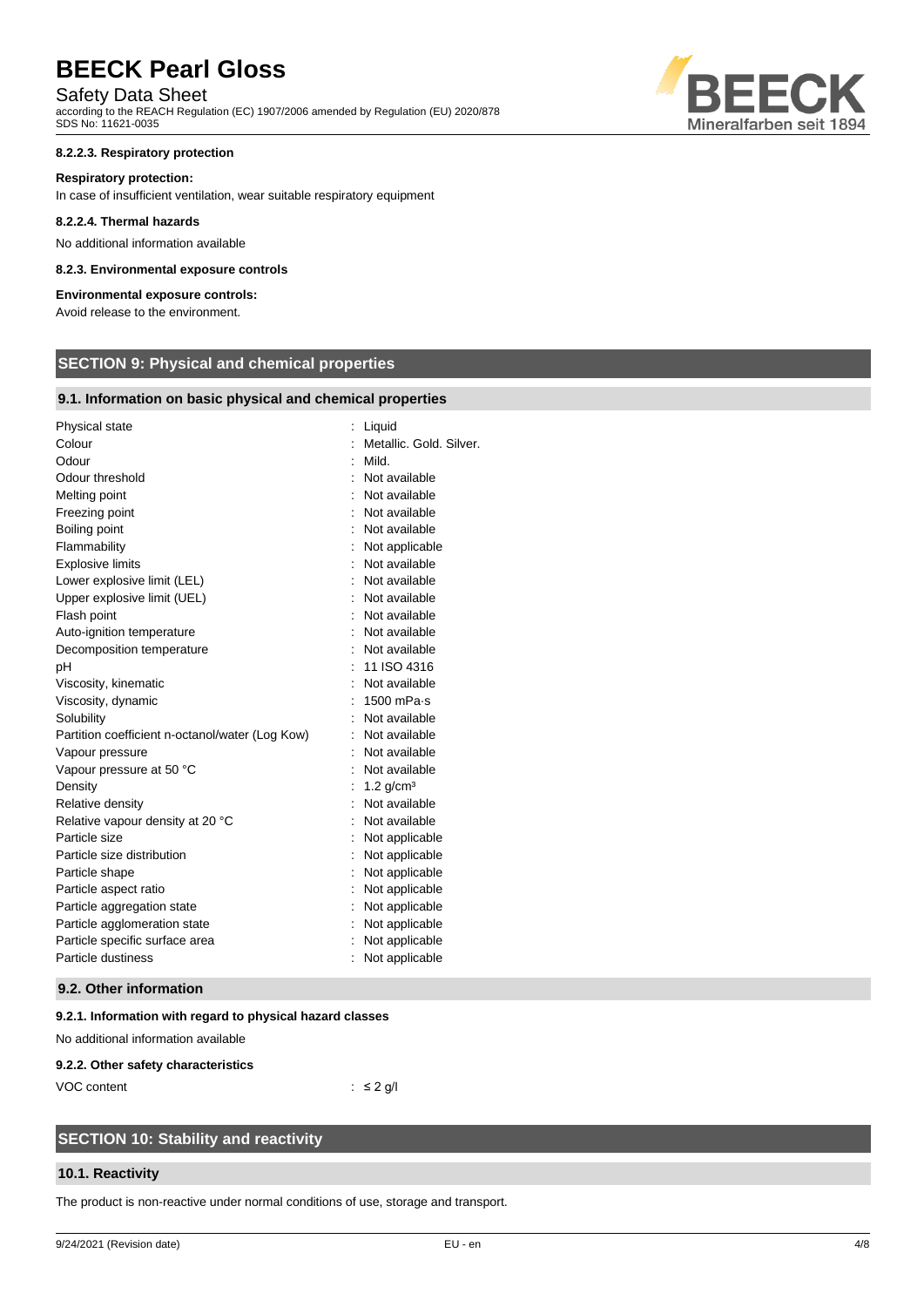#### 8.2.2.3. Respiratory protection

**Respiratory protection:**

In case of insufficient ventilation, wear suitable respiratory equipment

#### 8.2.2.4. Thermal hazards

No additional information available

#### 8.2.3. Environmental exposure controls

**Environmental exposure controls:**

Avoid release to the environment.

## SECTION 9: Physical and chemical properties

### 9.1. Information on basic physical and chemical properties

| | |
|---|---|
| Physical state | : Liquid |
| Colour | : Metallic. Gold. Silver. |
| Odour | : Mild. |
| Odour threshold | : Not available |
| Melting point | : Not available |
| Freezing point | : Not available |
| Boiling point | : Not available |
| Flammability | : Not applicable |
| Explosive limits | : Not available |
| Lower explosive limit (LEL) | : Not available |
| Upper explosive limit (UEL) | : Not available |
| Flash point | : Not available |
| Auto-ignition temperature | : Not available |
| Decomposition temperature | : Not available |
| pH | : 11 ISO 4316 |
| Viscosity, kinematic | : Not available |
| Viscosity, dynamic | : 1500 mPa·s |
| Solubility | : Not available |
| Partition coefficient n-octanol/water (Log Kow) | : Not available |
| Vapour pressure | : Not available |
| Vapour pressure at 50 °C | : Not available |
| Density | : 1.2 g/cm³ |
| Relative density | : Not available |
| Relative vapour density at 20 °C | : Not available |
| Particle size | : Not applicable |
| Particle size distribution | : Not applicable |
| Particle shape | : Not applicable |
| Particle aspect ratio | : Not applicable |
| Particle aggregation state | : Not applicable |
| Particle agglomeration state | : Not applicable |
| Particle specific surface area | : Not applicable |
| Particle dustiness | : Not applicable |

### 9.2. Other information

#### 9.2.1. Information with regard to physical hazard classes

No additional information available

#### 9.2.2. Other safety characteristics

| | |
|---|---|
| VOC content | : ≤ 2 g/l |

## SECTION 10: Stability and reactivity

### 10.1. Reactivity

The product is non-reactive under normal conditions of use, storage and transport.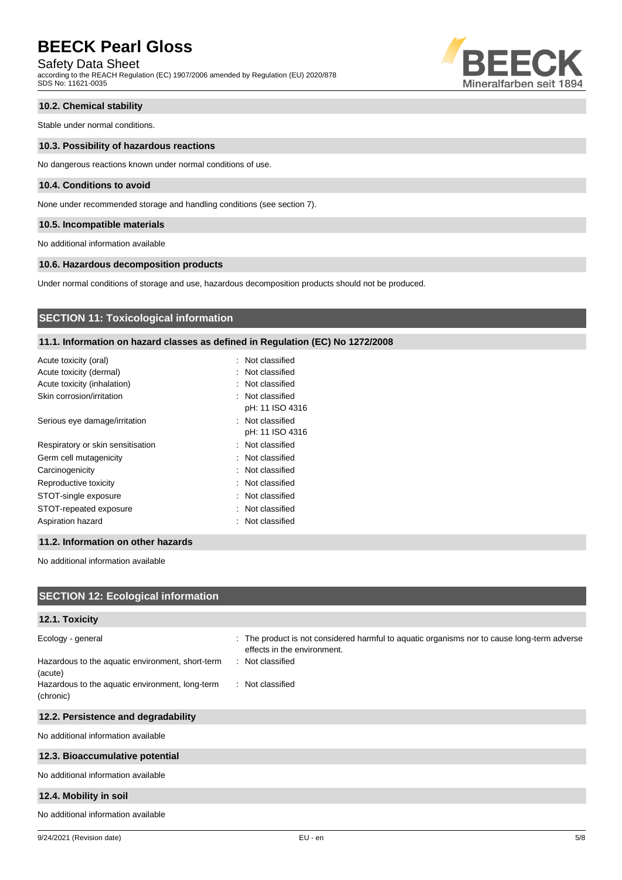### 10.2. Chemical stability

Stable under normal conditions.

### 10.3. Possibility of hazardous reactions

No dangerous reactions known under normal conditions of use.

### 10.4. Conditions to avoid

None under recommended storage and handling conditions (see section 7).

### 10.5. Incompatible materials

No additional information available

### 10.6. Hazardous decomposition products

Under normal conditions of storage and use, hazardous decomposition products should not be produced.

## SECTION 11: Toxicological information

### 11.1. Information on hazard classes as defined in Regulation (EC) No 1272/2008

| | |
|---|---|
| Acute toxicity (oral) | : Not classified |
| Acute toxicity (dermal) | : Not classified |
| Acute toxicity (inhalation) | : Not classified |
| Skin corrosion/irritation | : Not classified<br>pH: 11 ISO 4316 |
| Serious eye damage/irritation | : Not classified<br>pH: 11 ISO 4316 |
| Respiratory or skin sensitisation | : Not classified |
| Germ cell mutagenicity | : Not classified |
| Carcinogenicity | : Not classified |
| Reproductive toxicity | : Not classified |
| STOT-single exposure | : Not classified |
| STOT-repeated exposure | : Not classified |
| Aspiration hazard | : Not classified |

### 11.2. Information on other hazards

No additional information available

## SECTION 12: Ecological information

### 12.1. Toxicity

| | |
|---|---|
| Ecology - general | : The product is not considered harmful to aquatic organisms nor to cause long-term adverse effects in the environment. |
| Hazardous to the aquatic environment, short-term (acute) | : Not classified |
| Hazardous to the aquatic environment, long-term (chronic) | : Not classified |

### 12.2. Persistence and degradability

No additional information available

### 12.3. Bioaccumulative potential

No additional information available

### 12.4. Mobility in soil

No additional information available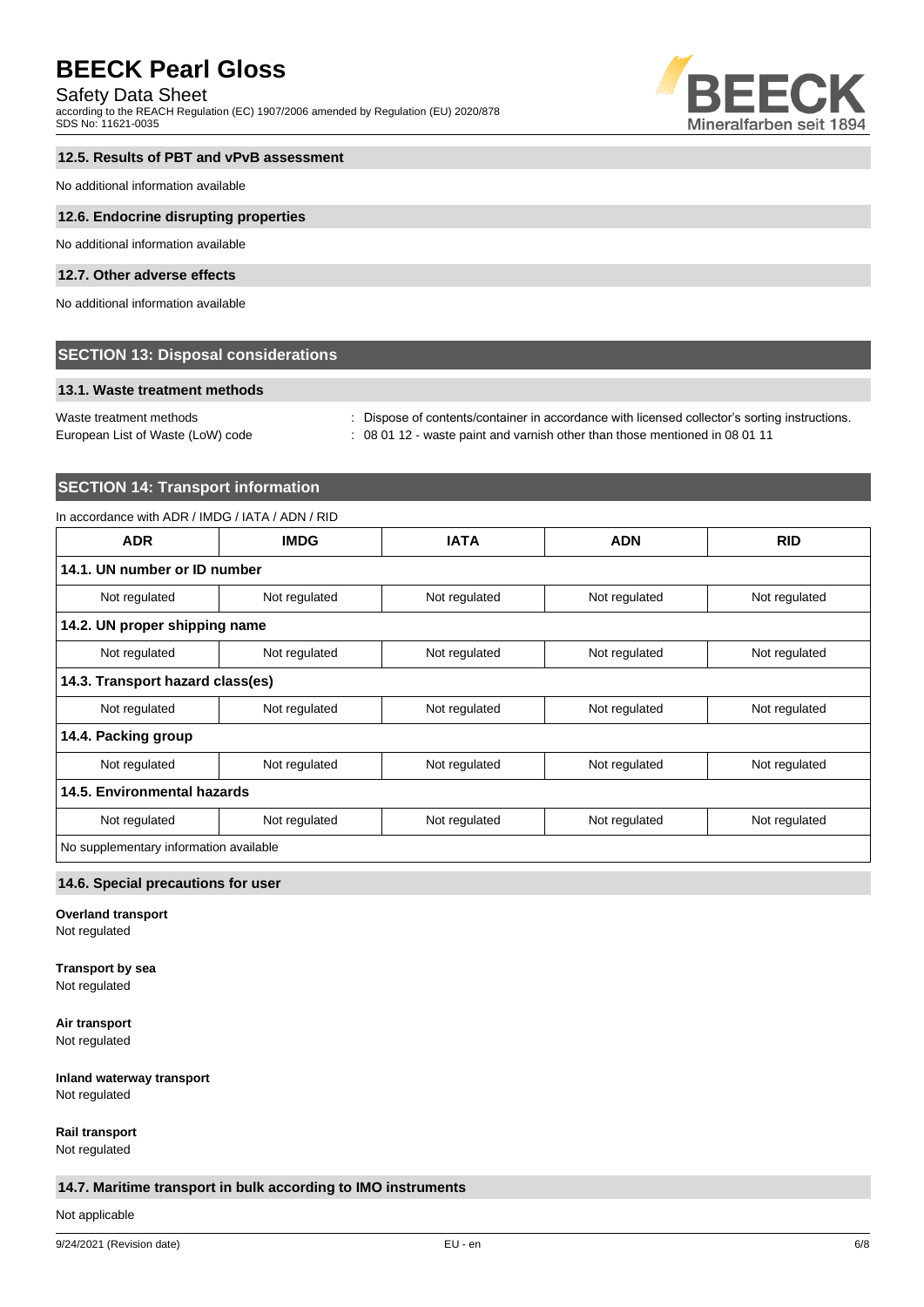### 12.5. Results of PBT and vPvB assessment

No additional information available

### 12.6. Endocrine disrupting properties

No additional information available

### 12.7. Other adverse effects

No additional information available

## SECTION 13: Disposal considerations

### 13.1. Waste treatment methods

Waste treatment methods : Dispose of contents/container in accordance with licensed collector's sorting instructions.

European List of Waste (LoW) code : 08 01 12 - waste paint and varnish other than those mentioned in 08 01 11

## SECTION 14: Transport information

In accordance with ADR / IMDG / IATA / ADN / RID

| ADR | IMDG | IATA | ADN | RID |
|---|---|---|---|---|
| **14.1. UN number or ID number** | | | | |
| Not regulated | Not regulated | Not regulated | Not regulated | Not regulated |
| **14.2. UN proper shipping name** | | | | |
| Not regulated | Not regulated | Not regulated | Not regulated | Not regulated |
| **14.3. Transport hazard class(es)** | | | | |
| Not regulated | Not regulated | Not regulated | Not regulated | Not regulated |
| **14.4. Packing group** | | | | |
| Not regulated | Not regulated | Not regulated | Not regulated | Not regulated |
| **14.5. Environmental hazards** | | | | |
| Not regulated | Not regulated | Not regulated | Not regulated | Not regulated |
| No supplementary information available | | | | |

### 14.6. Special precautions for user

**Overland transport**
Not regulated

**Transport by sea**
Not regulated

**Air transport**
Not regulated

**Inland waterway transport**
Not regulated

**Rail transport**
Not regulated

### 14.7. Maritime transport in bulk according to IMO instruments

Not applicable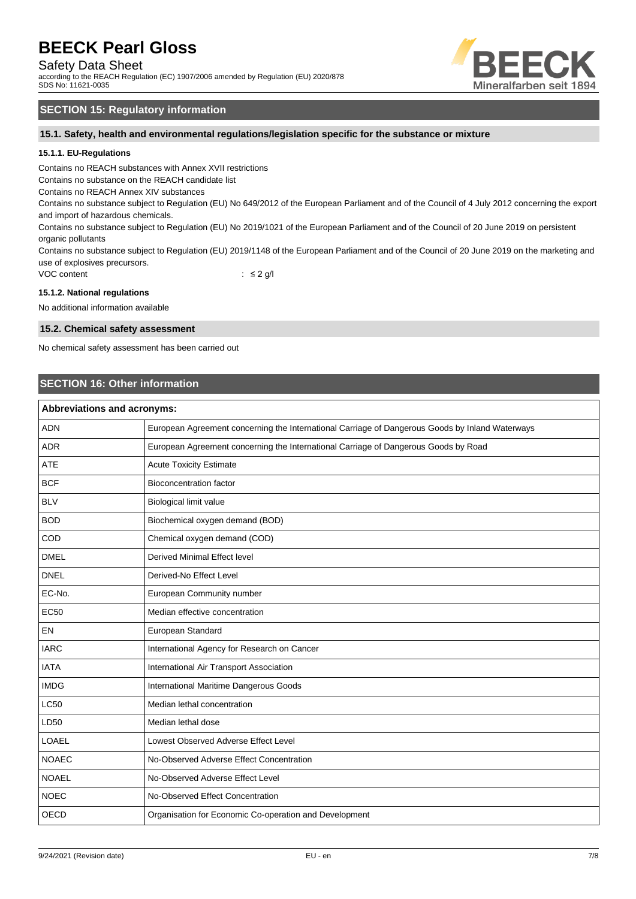## SECTION 15: Regulatory information

### 15.1. Safety, health and environmental regulations/legislation specific for the substance or mixture

#### 15.1.1. EU-Regulations

Contains no REACH substances with Annex XVII restrictions
Contains no substance on the REACH candidate list
Contains no REACH Annex XIV substances
Contains no substance subject to Regulation (EU) No 649/2012 of the European Parliament and of the Council of 4 July 2012 concerning the export and import of hazardous chemicals.
Contains no substance subject to Regulation (EU) No 2019/1021 of the European Parliament and of the Council of 20 June 2019 on persistent organic pollutants
Contains no substance subject to Regulation (EU) 2019/1148 of the European Parliament and of the Council of 20 June 2019 on the marketing and use of explosives precursors.

VOC content : ≤ 2 g/l

#### 15.1.2. National regulations

No additional information available

### 15.2. Chemical safety assessment

No chemical safety assessment has been carried out

## SECTION 16: Other information

| Abbreviations and acronyms: | |
|---|---|
| ADN | European Agreement concerning the International Carriage of Dangerous Goods by Inland Waterways |
| ADR | European Agreement concerning the International Carriage of Dangerous Goods by Road |
| ATE | Acute Toxicity Estimate |
| BCF | Bioconcentration factor |
| BLV | Biological limit value |
| BOD | Biochemical oxygen demand (BOD) |
| COD | Chemical oxygen demand (COD) |
| DMEL | Derived Minimal Effect level |
| DNEL | Derived-No Effect Level |
| EC-No. | European Community number |
| EC50 | Median effective concentration |
| EN | European Standard |
| IARC | International Agency for Research on Cancer |
| IATA | International Air Transport Association |
| IMDG | International Maritime Dangerous Goods |
| LC50 | Median lethal concentration |
| LD50 | Median lethal dose |
| LOAEL | Lowest Observed Adverse Effect Level |
| NOAEC | No-Observed Adverse Effect Concentration |
| NOAEL | No-Observed Adverse Effect Level |
| NOEC | No-Observed Effect Concentration |
| OECD | Organisation for Economic Co-operation and Development |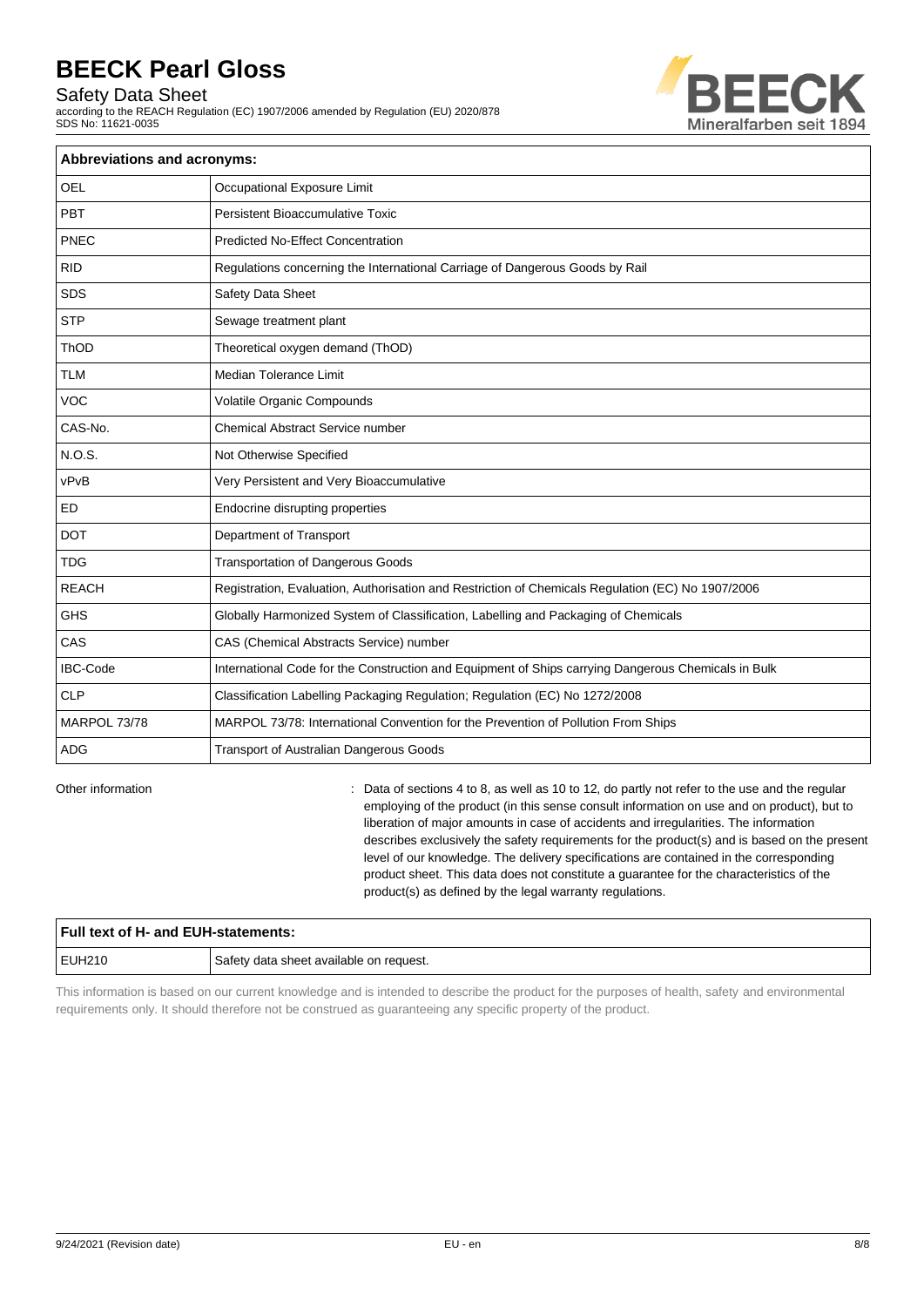| Abbreviations and acronyms: | |
| --- | --- |
| OEL | Occupational Exposure Limit |
| PBT | Persistent Bioaccumulative Toxic |
| PNEC | Predicted No-Effect Concentration |
| RID | Regulations concerning the International Carriage of Dangerous Goods by Rail |
| SDS | Safety Data Sheet |
| STP | Sewage treatment plant |
| ThOD | Theoretical oxygen demand (ThOD) |
| TLM | Median Tolerance Limit |
| VOC | Volatile Organic Compounds |
| CAS-No. | Chemical Abstract Service number |
| N.O.S. | Not Otherwise Specified |
| vPvB | Very Persistent and Very Bioaccumulative |
| ED | Endocrine disrupting properties |
| DOT | Department of Transport |
| TDG | Transportation of Dangerous Goods |
| REACH | Registration, Evaluation, Authorisation and Restriction of Chemicals Regulation (EC) No 1907/2006 |
| GHS | Globally Harmonized System of Classification, Labelling and Packaging of Chemicals |
| CAS | CAS (Chemical Abstracts Service) number |
| IBC-Code | International Code for the Construction and Equipment of Ships carrying Dangerous Chemicals in Bulk |
| CLP | Classification Labelling Packaging Regulation; Regulation (EC) No 1272/2008 |
| MARPOL 73/78 | MARPOL 73/78: International Convention for the Prevention of Pollution From Ships |
| ADG | Transport of Australian Dangerous Goods |

Other information : Data of sections 4 to 8, as well as 10 to 12, do partly not refer to the use and the regular employing of the product (in this sense consult information on use and on product), but to liberation of major amounts in case of accidents and irregularities. The information describes exclusively the safety requirements for the product(s) and is based on the present level of our knowledge. The delivery specifications are contained in the corresponding product sheet. This data does not constitute a guarantee for the characteristics of the product(s) as defined by the legal warranty regulations.

| Full text of H- and EUH-statements: | |
| --- | --- |
| EUH210 | Safety data sheet available on request. |

This information is based on our current knowledge and is intended to describe the product for the purposes of health, safety and environmental requirements only. It should therefore not be construed as guaranteeing any specific property of the product.